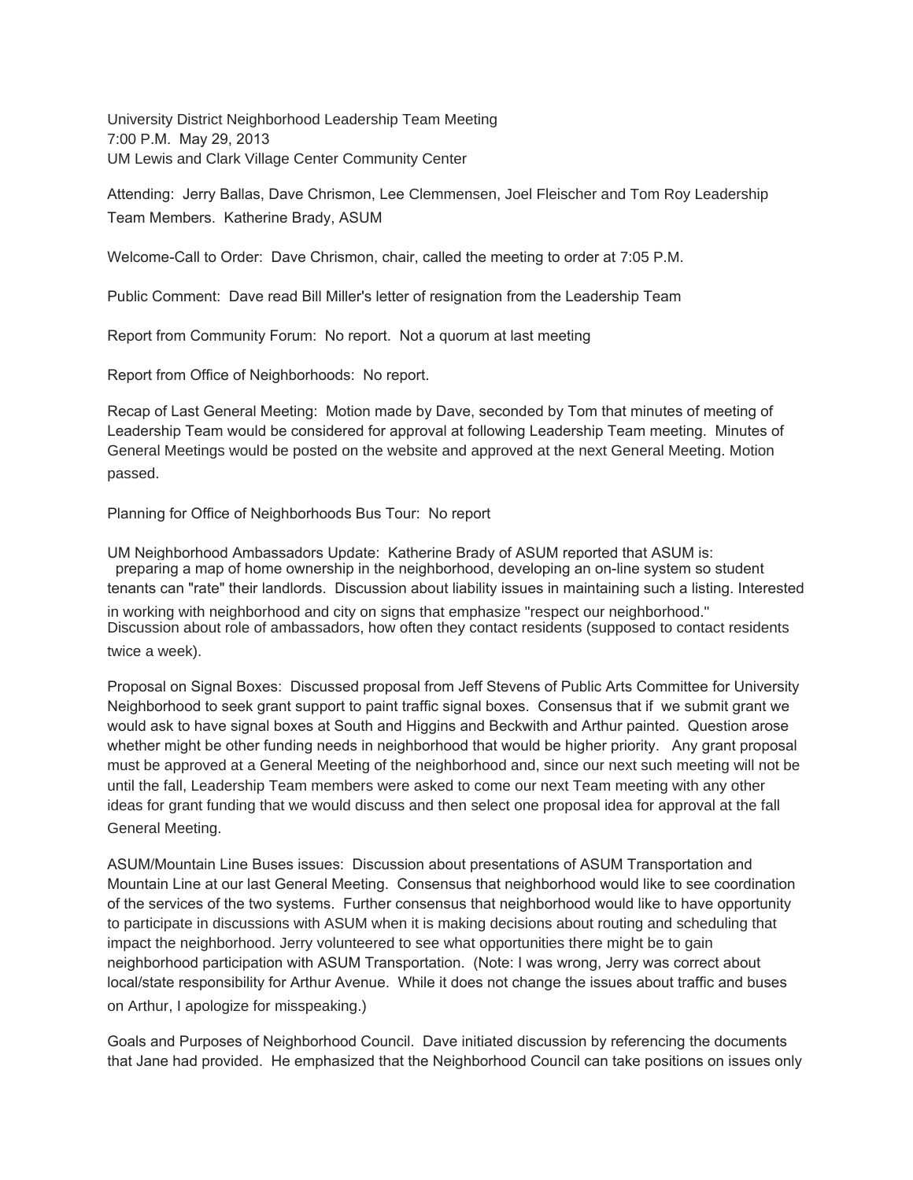University District Neighborhood Leadership Team Meeting
7:00 P.M. May 29, 2013
UM Lewis and Clark Village Center Community Center

Attending: Jerry Ballas, Dave Chrismon, Lee Clemmensen, Joel Fleischer and Tom Roy Leadership Team Members. Katherine Brady, ASUM

Welcome-Call to Order: Dave Chrismon, chair, called the meeting to order at 7:05 P.M.

Public Comment: Dave read Bill Miller's letter of resignation from the Leadership Team

Report from Community Forum: No report. Not a quorum at last meeting

Report from Office of Neighborhoods: No report.

Recap of Last General Meeting: Motion made by Dave, seconded by Tom that minutes of meeting of Leadership Team would be considered for approval at following Leadership Team meeting. Minutes of General Meetings would be posted on the website and approved at the next General Meeting. Motion passed.

Planning for Office of Neighborhoods Bus Tour: No report

UM Neighborhood Ambassadors Update: Katherine Brady of ASUM reported that ASUM is: preparing a map of home ownership in the neighborhood, developing an on-line system so student tenants can "rate" their landlords. Discussion about liability issues in maintaining such a listing. Interested in working with neighborhood and city on signs that emphasize "respect our neighborhood." Discussion about role of ambassadors, how often they contact residents (supposed to contact residents twice a week).

Proposal on Signal Boxes: Discussed proposal from Jeff Stevens of Public Arts Committee for University Neighborhood to seek grant support to paint traffic signal boxes. Consensus that if we submit grant we would ask to have signal boxes at South and Higgins and Beckwith and Arthur painted. Question arose whether might be other funding needs in neighborhood that would be higher priority. Any grant proposal must be approved at a General Meeting of the neighborhood and, since our next such meeting will not be until the fall, Leadership Team members were asked to come our next Team meeting with any other ideas for grant funding that we would discuss and then select one proposal idea for approval at the fall General Meeting.

ASUM/Mountain Line Buses issues: Discussion about presentations of ASUM Transportation and Mountain Line at our last General Meeting. Consensus that neighborhood would like to see coordination of the services of the two systems. Further consensus that neighborhood would like to have opportunity to participate in discussions with ASUM when it is making decisions about routing and scheduling that impact the neighborhood. Jerry volunteered to see what opportunities there might be to gain neighborhood participation with ASUM Transportation. (Note: I was wrong, Jerry was correct about local/state responsibility for Arthur Avenue. While it does not change the issues about traffic and buses on Arthur, I apologize for misspeaking.)

Goals and Purposes of Neighborhood Council. Dave initiated discussion by referencing the documents that Jane had provided. He emphasized that the Neighborhood Council can take positions on issues only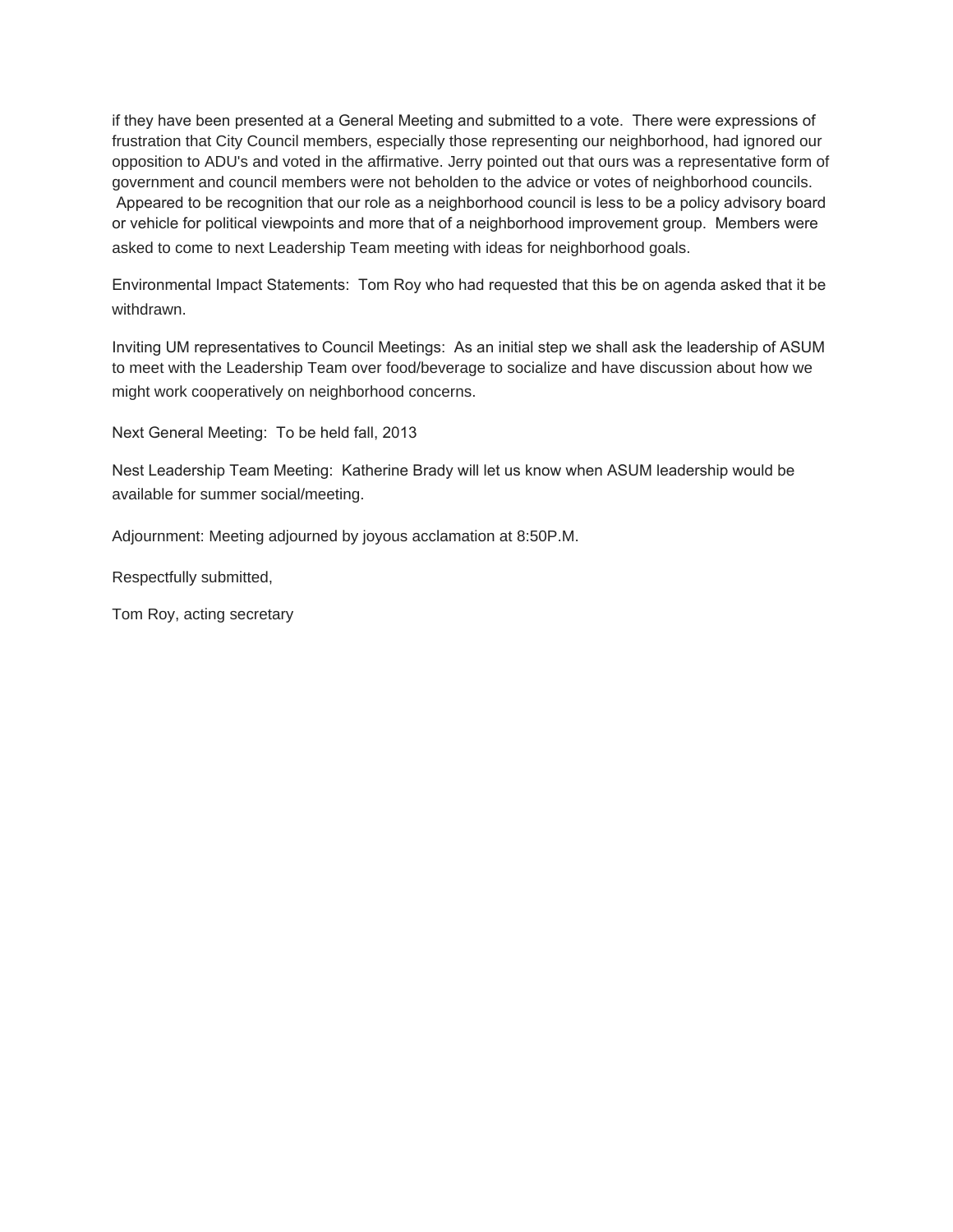if they have been presented at a General Meeting and submitted to a vote. There were expressions of frustration that City Council members, especially those representing our neighborhood, had ignored our opposition to ADU's and voted in the affirmative. Jerry pointed out that ours was a representative form of government and council members were not beholden to the advice or votes of neighborhood councils. Appeared to be recognition that our role as a neighborhood council is less to be a policy advisory board or vehicle for political viewpoints and more that of a neighborhood improvement group. Members were asked to come to next Leadership Team meeting with ideas for neighborhood goals.

Environmental Impact Statements: Tom Roy who had requested that this be on agenda asked that it be withdrawn.

Inviting UM representatives to Council Meetings: As an initial step we shall ask the leadership of ASUM to meet with the Leadership Team over food/beverage to socialize and have discussion about how we might work cooperatively on neighborhood concerns.

Next General Meeting: To be held fall, 2013

Nest Leadership Team Meeting: Katherine Brady will let us know when ASUM leadership would be available for summer social/meeting.

Adjournment: Meeting adjourned by joyous acclamation at 8:50P.M.

Respectfully submitted,

Tom Roy, acting secretary